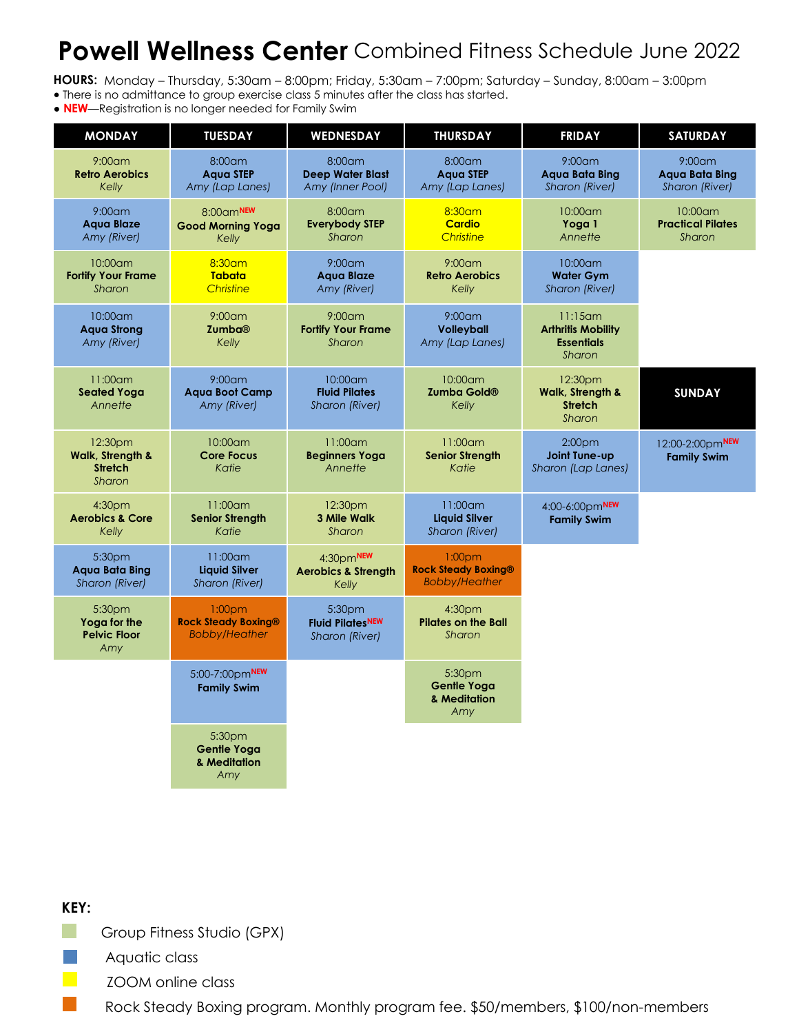# **Powell Wellness Center** Combined Fitness Schedule June 2022

**HOURS:** Monday – Thursday, 5:30am – 8:00pm; Friday, 5:30am – 7:00pm; Saturday – Sunday, 8:00am – 3:00pm

- There is no admittance to group exercise class 5 minutes after the class has started.
- **NEW**—Registration is no longer needed for Family Swim

| MONDAY | TUESDAY | WEDNESDAY | THURSDAY | FRIDAY | SATURDAY |
|---|---|---|---|---|---|
| 9:00am **Retro Aerobics** *Kelly* | 8:00am **Aqua STEP** *Amy (Lap Lanes)* | 8:00am **Deep Water Blast** *Amy (Inner Pool)* | 8:00am **Aqua STEP** *Amy (Lap Lanes)* | 9:00am **Aqua Bata Bing** *Sharon (River)* | 9:00am **Aqua Bata Bing** *Sharon (River)* |
| 9:00am **Aqua Blaze** *Amy (River)* | 8:00am NEW **Good Morning Yoga** *Kelly* | 8:00am **Everybody STEP** *Sharon* | 8:30am **Cardio** *Christine* | 10:00am **Yoga 1** *Annette* | 10:00am **Practical Pilates** *Sharon* |
| 10:00am **Fortify Your Frame** *Sharon* | 8:30am **Tabata** *Christine* | 9:00am **Aqua Blaze** *Amy (River)* | 9:00am **Retro Aerobics** *Kelly* | 10:00am **Water Gym** *Sharon (River)* | |
| 10:00am **Aqua Strong** *Amy (River)* | 9:00am **Zumba®** *Kelly* | 9:00am **Fortify Your Frame** *Sharon* | 9:00am **Volleyball** *Amy (Lap Lanes)* | 11:15am **Arthritis Mobility Essentials** *Sharon* | |
| 11:00am **Seated Yoga** *Annette* | 9:00am **Aqua Boot Camp** *Amy (River)* | 10:00am **Fluid Pilates** *Sharon (River)* | 10:00am **Zumba Gold®** *Kelly* | 12:30pm **Walk, Strength & Stretch** *Sharon* | **SUNDAY** |
| 12:30pm **Walk, Strength & Stretch** *Sharon* | 10:00am **Core Focus** *Katie* | 11:00am **Beginners Yoga** *Annette* | 11:00am **Senior Strength** *Katie* | 2:00pm **Joint Tune-up** *Sharon (Lap Lanes)* | 12:00-2:00pm NEW **Family Swim** |
| 4:30pm **Aerobics & Core** *Kelly* | 11:00am **Senior Strength** *Katie* | 12:30pm **3 Mile Walk** *Sharon* | 11:00am **Liquid Silver** *Sharon (River)* | 4:00-6:00pm NEW **Family Swim** | |
| 5:30pm **Aqua Bata Bing** *Sharon (River)* | 11:00am **Liquid Silver** *Sharon (River)* | 4:30pm NEW **Aerobics & Strength** *Kelly* | 1:00pm **Rock Steady Boxing®** *Bobby/Heather* | | |
| 5:30pm **Yoga for the Pelvic Floor** *Amy* | 1:00pm **Rock Steady Boxing®** *Bobby/Heather* | 5:30pm **Fluid Pilates** NEW *Sharon (River)* | 4:30pm **Pilates on the Ball** *Sharon* | | |
| | 5:00-7:00pm NEW **Family Swim** | | 5:30pm **Gentle Yoga & Meditation** *Amy* | | |
| | 5:30pm **Gentle Yoga & Meditation** *Amy* | | | | |

**KEY:**

- Group Fitness Studio (GPX)
- Aquatic class
- ZOOM online class
- Rock Steady Boxing program. Monthly program fee. $50/members, $100/non-members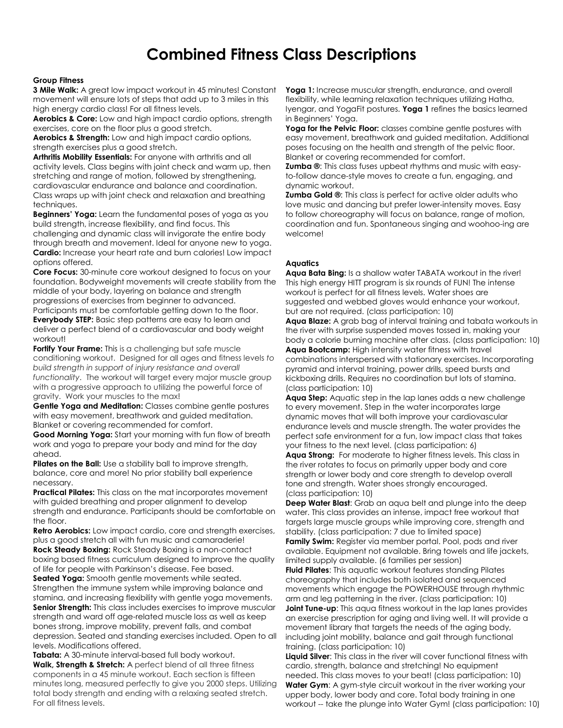# Combined Fitness Class Descriptions

**Group Fitness**

**3 Mile Walk:** A great low impact workout in 45 minutes! Constant movement will ensure lots of steps that add up to 3 miles in this high energy cardio class! For all fitness levels.

**Aerobics & Core:** Low and high impact cardio options, strength exercises, core on the floor plus a good stretch.

**Aerobics & Strength:** Low and high impact cardio options, strength exercises plus a good stretch.

**Arthritis Mobility Essentials:** For anyone with arthritis and all activity levels. Class begins with joint check and warm up, then stretching and range of motion, followed by strengthening, cardiovascular endurance and balance and coordination. Class wraps up with joint check and relaxation and breathing techniques.

**Beginners' Yoga:** Learn the fundamental poses of yoga as you build strength, increase flexibility, and find focus. This challenging and dynamic class will invigorate the entire body through breath and movement. Ideal for anyone new to yoga.

**Cardio:** Increase your heart rate and burn calories! Low impact options offered.

**Core Focus:** 30-minute core workout designed to focus on your foundation. Bodyweight movements will create stability from the middle of your body, layering on balance and strength progressions of exercises from beginner to advanced. Participants must be comfortable getting down to the floor.

**Everybody STEP:** Basic step patterns are easy to learn and deliver a perfect blend of a cardiovascular and body weight workout!

**Fortify Your Frame:** This is a challenging but safe muscle conditioning workout. Designed for all ages and fitness levels *to build strength in support of injury resistance and overall functionality*. The workout will target every major muscle group with a progressive approach to utilizing the powerful force of gravity. Work your muscles to the max!

**Gentle Yoga and Meditation:** Classes combine gentle postures with easy movement, breathwork and guided meditation. Blanket or covering recommended for comfort.

**Good Morning Yoga:** Start your morning with fun flow of breath work and yoga to prepare your body and mind for the day ahead.

**Pilates on the Ball:** Use a stability ball to improve strength, balance, core and more! No prior stability ball experience necessary.

**Practical Pilates:** This class on the mat incorporates movement with guided breathing and proper alignment to develop strength and endurance. Participants should be comfortable on the floor.

**Retro Aerobics:** Low impact cardio, core and strength exercises, plus a good stretch all with fun music and camaraderie!

**Rock Steady Boxing:** Rock Steady Boxing is a non-contact boxing based fitness curriculum designed to improve the quality of life for people with Parkinson's disease. Fee based.

**Seated Yoga:** Smooth gentle movements while seated. Strengthen the immune system while improving balance and stamina, and increasing flexibility with gentle yoga movements.

**Senior Strength:** This class includes exercises to improve muscular strength and ward off age-related muscle loss as well as keep bones strong, improve mobility, prevent falls, and combat depression. Seated and standing exercises included. Open to all levels. Modifications offered.

**Tabata:** A 30-minute interval-based full body workout.

**Walk, Strength & Stretch:** A perfect blend of all three fitness components in a 45 minute workout. Each section is fifteen minutes long, measured perfectly to give you 2000 steps. Utilizing total body strength and ending with a relaxing seated stretch. For all fitness levels.

**Yoga 1:** Increase muscular strength, endurance, and overall flexibility, while learning relaxation techniques utilizing Hatha, Iyengar, and YogaFit postures. **Yoga 1** refines the basics learned in Beginners' Yoga.

**Yoga for the Pelvic Floor:** classes combine gentle postures with easy movement, breathwork and guided meditation. Additional poses focusing on the health and strength of the pelvic floor. Blanket or covering recommended for comfort.

**Zumba ®**: This class fuses upbeat rhythms and music with easy-to-follow dance-style moves to create a fun, engaging, and dynamic workout.

**Zumba Gold ®**: This class is perfect for active older adults who love music and dancing but prefer lower-intensity moves. Easy to follow choreography will focus on balance, range of motion, coordination and fun. Spontaneous singing and woohoo-ing are welcome!

**Aquatics**

**Aqua Bata Bing:** Is a shallow water TABATA workout in the river! This high energy HITT program is six rounds of FUN! The intense workout is perfect for all fitness levels. Water shoes are suggested and webbed gloves would enhance your workout, but are not required. (class participation: 10)

**Aqua Blaze:** A grab bag of interval training and tabata workouts in the river with surprise suspended moves tossed in, making your body a calorie burning machine after class. (class participation: 10)

**Aqua Bootcamp:** High intensity water fitness with travel combinations interspersed with stationary exercises. Incorporating pyramid and interval training, power drills, speed bursts and kickboxing drills. Requires no coordination but lots of stamina. (class participation: 10)

**Aqua Step:** Aquatic step in the lap lanes adds a new challenge to every movement. Step in the water incorporates large dynamic moves that will both improve your cardiovascular endurance levels and muscle strength. The water provides the perfect safe environment for a fun, low impact class that takes your fitness to the next level. (class participation: 6)

**Aqua Strong:** For moderate to higher fitness levels. This class in the river rotates to focus on primarily upper body and core strength or lower body and core strength to develop overall tone and strength. Water shoes strongly encouraged. (class participation: 10)

**Deep Water Blast**: Grab an aqua belt and plunge into the deep water. This class provides an intense, impact free workout that targets large muscle groups while improving core, strength and stability. (class participation: 7 due to limited space)

**Family Swim:** Register via member portal. Pool, pods and river available. Equipment not available. Bring towels and life jackets, limited supply available. (6 families per session)

**Fluid Pilates**: This aquatic workout features standing Pilates choreography that includes both isolated and sequenced movements which engage the POWERHOUSE through rhythmic arm and leg patterning in the river. (class participation: 10)

**Joint Tune-up**: This aqua fitness workout in the lap lanes provides an exercise prescription for aging and living well. It will provide a movement library that targets the needs of the aging body, including joint mobility, balance and gait through functional training. (class participation: 10)

**Liquid Silver**: This class in the river will cover functional fitness with cardio, strength, balance and stretching! No equipment needed. This class moves to your beat! (class participation: 10)

**Water Gym**: A gym-style circuit workout in the river working your upper body, lower body and core. Total body training in one workout -- take the plunge into Water Gym! (class participation: 10)